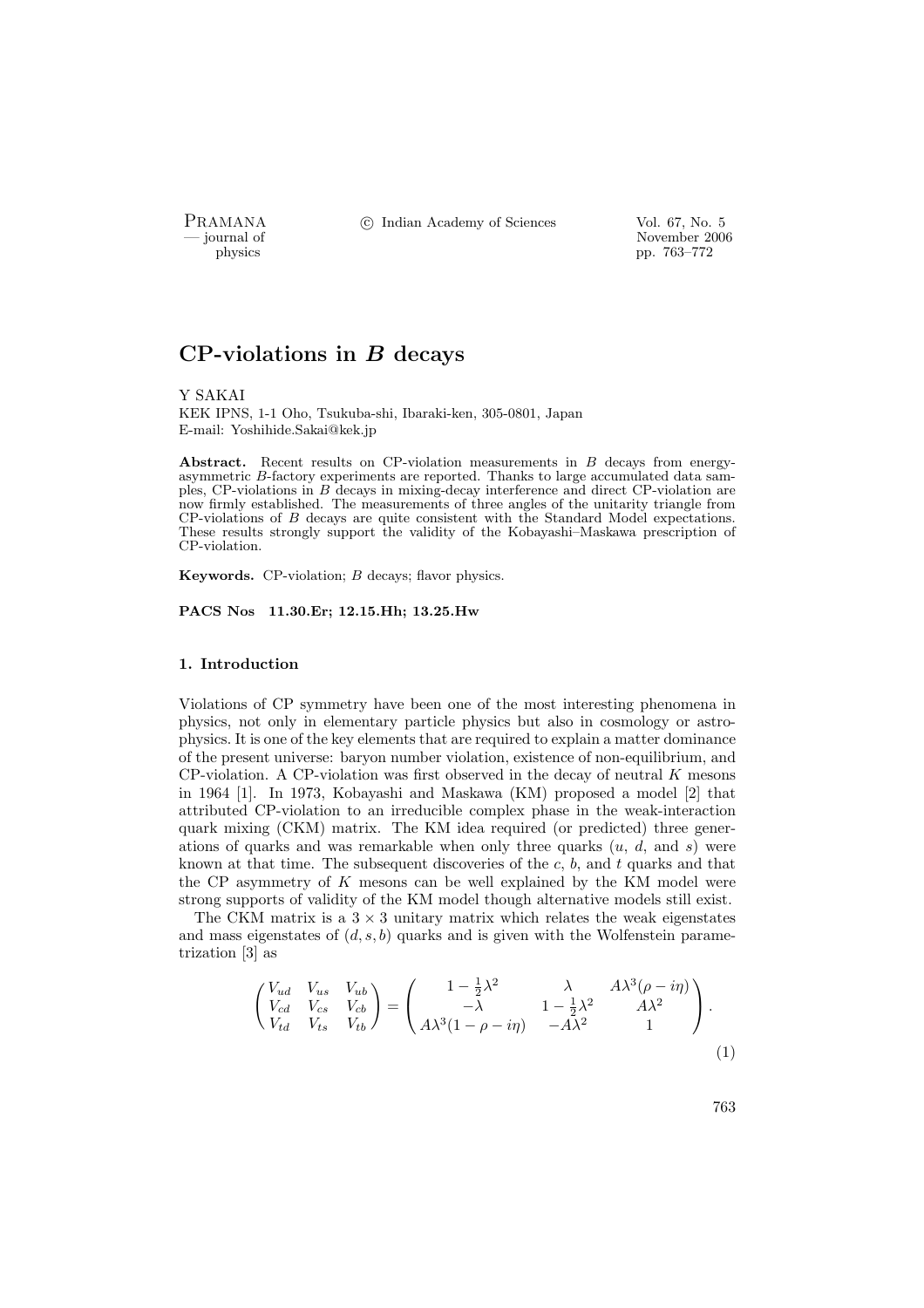# CP-violations in $B$ decays

Y SAKAI

KEK IPNS, 1-1 Oho, Tsukuba-shi, Ibaraki-ken, 305-0801, Japan
E-mail: Yoshihide.Sakai@kek.jp

**Abstract.** Recent results on CP-violation measurements in $B$ decays from energy-asymmetric $B$-factory experiments are reported. Thanks to large accumulated data samples, CP-violations in $B$ decays in mixing-decay interference and direct CP-violation are now firmly established. The measurements of three angles of the unitarity triangle from CP-violations of $B$ decays are quite consistent with the Standard Model expectations. These results strongly support the validity of the Kobayashi–Maskawa prescription of CP-violation.

**Keywords.** CP-violation; $B$ decays; flavor physics.

**PACS Nos 11.30.Er; 12.15.Hh; 13.25.Hw**

## 1. Introduction

Violations of CP symmetry have been one of the most interesting phenomena in physics, not only in elementary particle physics but also in cosmology or astrophysics. It is one of the key elements that are required to explain a matter dominance of the present universe: baryon number violation, existence of non-equilibrium, and CP-violation. A CP-violation was first observed in the decay of neutral $K$ mesons in 1964 [1]. In 1973, Kobayashi and Maskawa (KM) proposed a model [2] that attributed CP-violation to an irreducible complex phase in the weak-interaction quark mixing (CKM) matrix. The KM idea required (or predicted) three generations of quarks and was remarkable when only three quarks ($u$, $d$, and $s$) were known at that time. The subsequent discoveries of the $c$, $b$, and $t$ quarks and that the CP asymmetry of $K$ mesons can be well explained by the KM model were strong supports of validity of the KM model though alternative models still exist.

The CKM matrix is a $3 \times 3$ unitary matrix which relates the weak eigenstates and mass eigenstates of $(d, s, b)$ quarks and is given with the Wolfenstein parametrization [3] as

$$\begin{pmatrix} V_{ud} & V_{us} & V_{ub} \\ V_{cd} & V_{cs} & V_{cb} \\ V_{td} & V_{ts} & V_{tb} \end{pmatrix} = \begin{pmatrix} 1-\frac{1}{2}\lambda^2 & \lambda & A\lambda^3(\rho - i\eta) \\ -\lambda & 1-\frac{1}{2}\lambda^2 & A\lambda^2 \\ A\lambda^3(1-\rho-i\eta) & -A\lambda^2 & 1 \end{pmatrix}. \tag{1}$$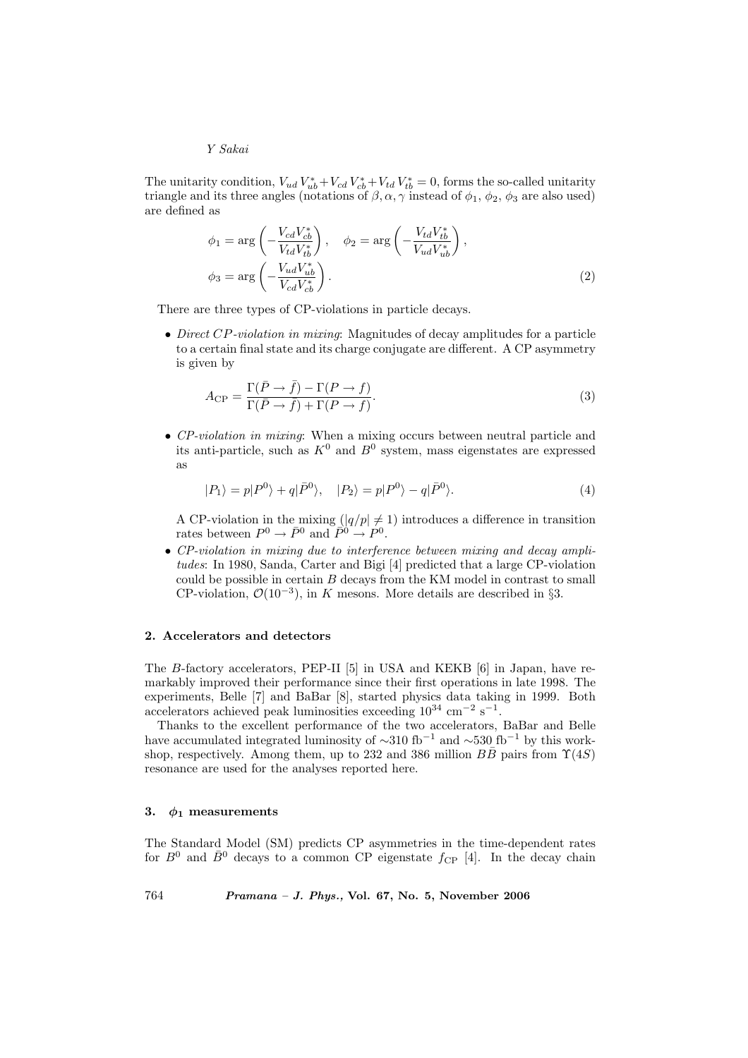The unitarity condition, $V_{ud}\,V_{ub}^*+V_{cd}\,V_{cb}^*+V_{td}\,V_{tb}^*=0$, forms the so-called unitarity triangle and its three angles (notations of $\beta, \alpha, \gamma$ instead of $\phi_1$, $\phi_2$, $\phi_3$ are also used) are defined as

$$\phi_1 = \arg\left(-\frac{V_{cd}V_{cb}^*}{V_{td}V_{tb}^*}\right), \quad \phi_2 = \arg\left(-\frac{V_{td}V_{tb}^*}{V_{ud}V_{ub}^*}\right),$$
$$\phi_3 = \arg\left(-\frac{V_{ud}V_{ub}^*}{V_{cd}V_{cb}^*}\right). \tag{2}$$

There are three types of CP-violations in particle decays.

- *Direct CP-violation in mixing*: Magnitudes of decay amplitudes for a particle to a certain final state and its charge conjugate are different. A CP asymmetry is given by

$$A_{\rm CP} = \frac{\Gamma(\bar{P}\to\bar{f}) - \Gamma(P\to f)}{\Gamma(\bar{P}\to\bar{f}) + \Gamma(P\to f)}. \tag{3}$$

- *CP-violation in mixing*: When a mixing occurs between neutral particle and its anti-particle, such as $K^0$ and $B^0$ system, mass eigenstates are expressed as

$$|P_1\rangle = p|P^0\rangle + q|\bar{P}^0\rangle, \quad |P_2\rangle = p|P^0\rangle - q|\bar{P}^0\rangle. \tag{4}$$

  A CP-violation in the mixing ($|q/p| \neq 1$) introduces a difference in transition rates between $P^0 \to \bar{P}^0$ and $\bar{P}^0 \to P^0$.

- *CP-violation in mixing due to interference between mixing and decay amplitudes*: In 1980, Sanda, Carter and Bigi [4] predicted that a large CP-violation could be possible in certain $B$ decays from the KM model in contrast to small CP-violation, $\mathcal{O}(10^{-3})$, in $K$ mesons. More details are described in §3.

## 2. Accelerators and detectors

The $B$-factory accelerators, PEP-II [5] in USA and KEKB [6] in Japan, have remarkably improved their performance since their first operations in late 1998. The experiments, Belle [7] and BaBar [8], started physics data taking in 1999. Both accelerators achieved peak luminosities exceeding $10^{34}$ cm$^{-2}$ s$^{-1}$.

Thanks to the excellent performance of the two accelerators, BaBar and Belle have accumulated integrated luminosity of $\sim$310 fb$^{-1}$ and $\sim$530 fb$^{-1}$ by this workshop, respectively. Among them, up to 232 and 386 million $B\bar{B}$ pairs from $\Upsilon(4S)$ resonance are used for the analyses reported here.

## 3. $\phi_1$ measurements

The Standard Model (SM) predicts CP asymmetries in the time-dependent rates for $B^0$ and $\bar{B}^0$ decays to a common CP eigenstate $f_{\rm CP}$ [4]. In the decay chain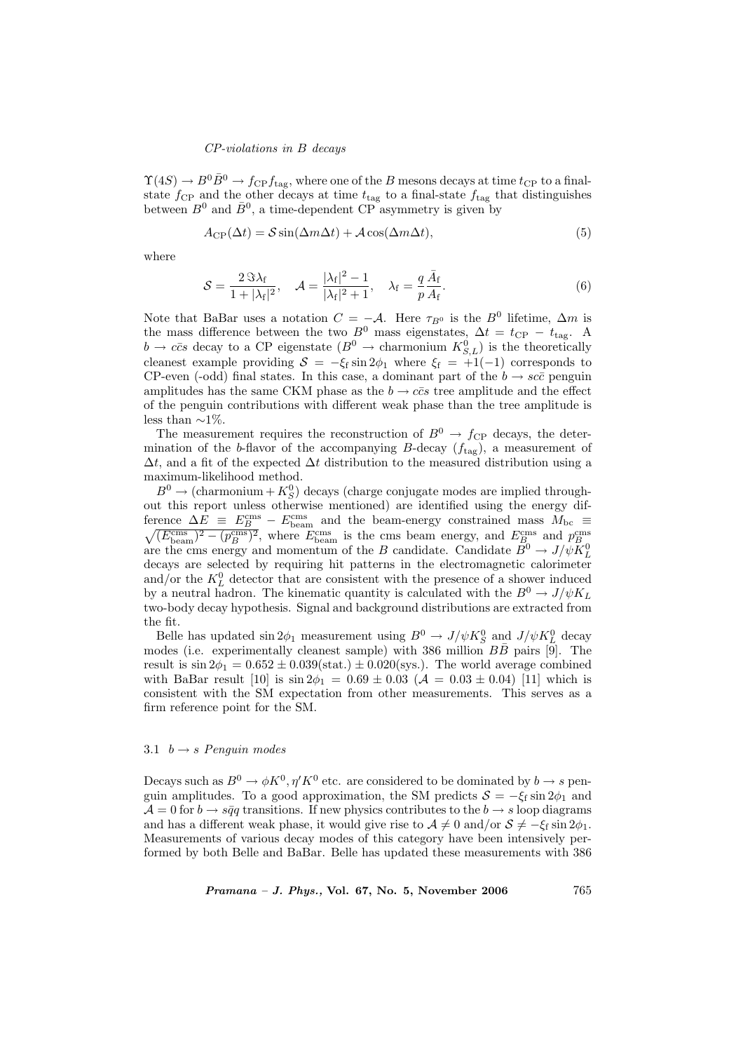$\Upsilon(4S) \to B^0\bar{B}^0 \to f_{\rm CP} f_{\rm tag}$, where one of the $B$ mesons decays at time $t_{\rm CP}$ to a final-state $f_{\rm CP}$ and the other decays at time $t_{\rm tag}$ to a final-state $f_{\rm tag}$ that distinguishes between $B^0$ and $\bar{B}^0$, a time-dependent CP asymmetry is given by

$$A_{\rm CP}(\Delta t) = \mathcal{S}\sin(\Delta m \Delta t) + \mathcal{A}\cos(\Delta m \Delta t), \tag{5}$$

where

$$\mathcal{S} = \frac{2\,\Im\lambda_{\rm f}}{1+|\lambda_{\rm f}|^2}, \quad \mathcal{A} = \frac{|\lambda_{\rm f}|^2 - 1}{|\lambda_{\rm f}|^2 + 1}, \quad \lambda_{\rm f} = \frac{q}{p}\frac{\bar{A}_{\rm f}}{A_{\rm f}}. \tag{6}$$

Note that BaBar uses a notation $C = -\mathcal{A}$. Here $\tau_{B^0}$ is the $B^0$ lifetime, $\Delta m$ is the mass difference between the two $B^0$ mass eigenstates, $\Delta t = t_{\rm CP} - t_{\rm tag}$. A $b \to c\bar{c}s$ decay to a CP eigenstate ($B^0 \to$ charmonium $K^0_{S,L}$) is the theoretically cleanest example providing $\mathcal{S} = -\xi_{\rm f}\sin 2\phi_1$ where $\xi_{\rm f} = +1(-1)$ corresponds to CP-even (-odd) final states. In this case, a dominant part of the $b \to sc\bar{c}$ penguin amplitudes has the same CKM phase as the $b \to c\bar{c}s$ tree amplitude and the effect of the penguin contributions with different weak phase than the tree amplitude is less than $\sim$1%.

The measurement requires the reconstruction of $B^0 \to f_{\rm CP}$ decays, the determination of the $b$-flavor of the accompanying $B$-decay ($f_{\rm tag}$), a measurement of $\Delta t$, and a fit of the expected $\Delta t$ distribution to the measured distribution using a maximum-likelihood method.

$B^0 \to$ (charmonium $+ K^0_S$) decays (charge conjugate modes are implied throughout this report unless otherwise mentioned) are identified using the energy difference $\Delta E \equiv E_B^{\rm cms} - E_{\rm beam}^{\rm cms}$ and the beam-energy constrained mass $M_{\rm bc} \equiv \sqrt{(E_{\rm beam}^{\rm cms})^2 - (p_B^{\rm cms})^2}$, where $E_{\rm beam}^{\rm cms}$ is the cms beam energy, and $E_B^{\rm cms}$ and $p_B^{\rm cms}$ are the cms energy and momentum of the $B$ candidate. Candidate $B^0 \to J/\psi K^0_L$ decays are selected by requiring hit patterns in the electromagnetic calorimeter and/or the $K^0_L$ detector that are consistent with the presence of a shower induced by a neutral hadron. The kinematic quantity is calculated with the $B^0 \to J/\psi K_L$ two-body decay hypothesis. Signal and background distributions are extracted from the fit.

Belle has updated $\sin 2\phi_1$ measurement using $B^0 \to J/\psi K^0_S$ and $J/\psi K^0_L$ decay modes (i.e. experimentally cleanest sample) with 386 million $B\bar{B}$ pairs [9]. The result is $\sin 2\phi_1 = 0.652 \pm 0.039(\text{stat.}) \pm 0.020(\text{sys.})$. The world average combined with BaBar result [10] is $\sin 2\phi_1 = 0.69 \pm 0.03$ ($\mathcal{A} = 0.03 \pm 0.04$) [11] which is consistent with the SM expectation from other measurements. This serves as a firm reference point for the SM.

### 3.1 $b \to s$ *Penguin modes*

Decays such as $B^0 \to \phi K^0, \eta' K^0$ etc. are considered to be dominated by $b \to s$ penguin amplitudes. To a good approximation, the SM predicts $\mathcal{S} = -\xi_{\rm f}\sin 2\phi_1$ and $\mathcal{A} = 0$ for $b \to s\bar{q}q$ transitions. If new physics contributes to the $b \to s$ loop diagrams and has a different weak phase, it would give rise to $\mathcal{A} \neq 0$ and/or $\mathcal{S} \neq -\xi_{\rm f}\sin 2\phi_1$. Measurements of various decay modes of this category have been intensively performed by both Belle and BaBar. Belle has updated these measurements with 386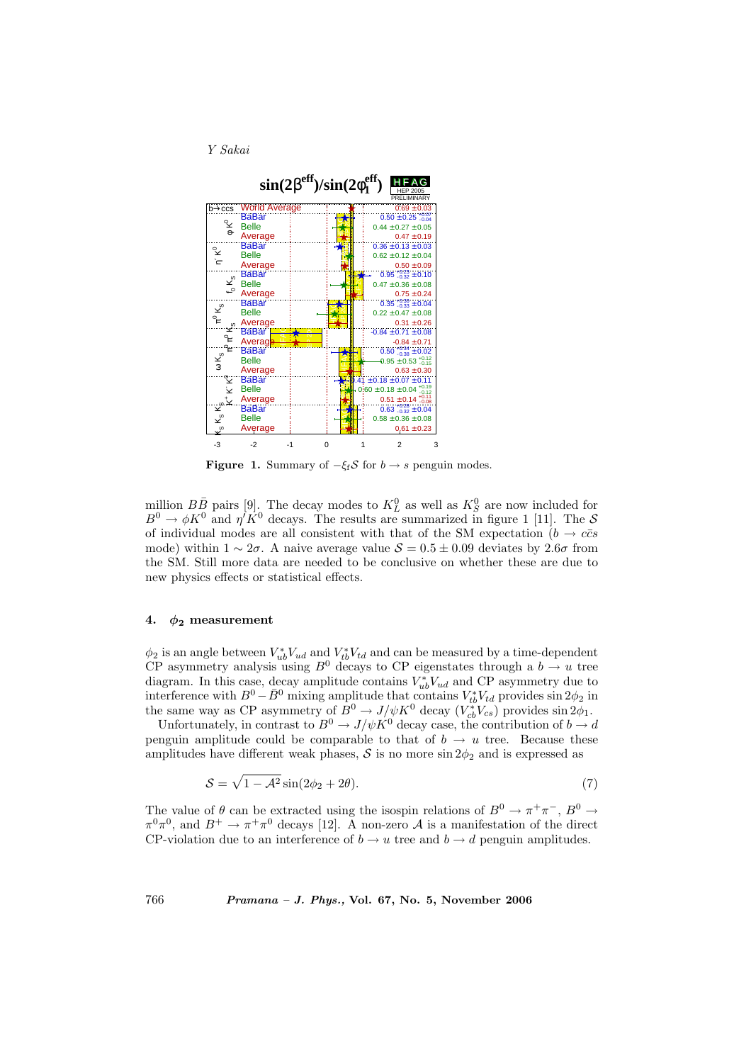**Figure 1.** Summary of $-\xi_f \mathcal{S}$ for $b \to s$ penguin modes.

million $B\bar{B}$ pairs [9]. The decay modes to $K_L^0$ as well as $K_S^0$ are now included for $B^0 \to \phi K^0$ and $\eta' K^0$ decays. The results are summarized in figure 1 [11]. The $\mathcal{S}$ of individual modes are all consistent with that of the SM expectation ($b \to c\bar{c}s$ mode) within $1 \sim 2\sigma$. A naive average value $\mathcal{S} = 0.5 \pm 0.09$ deviates by $2.6\sigma$ from the SM. Still more data are needed to be conclusive on whether these are due to new physics effects or statistical effects.

## 4. $\phi_2$ measurement

$\phi_2$ is an angle between $V_{ub}^* V_{ud}$ and $V_{tb}^* V_{td}$ and can be measured by a time-dependent CP asymmetry analysis using $B^0$ decays to CP eigenstates through a $b \to u$ tree diagram. In this case, decay amplitude contains $V_{ub}^* V_{ud}$ and CP asymmetry due to interference with $B^0 - \bar{B}^0$ mixing amplitude that contains $V_{tb}^* V_{td}$ provides $\sin 2\phi_2$ in the same way as CP asymmetry of $B^0 \to J/\psi K^0$ decay ($V_{cb}^* V_{cs}$) provides $\sin 2\phi_1$.

Unfortunately, in contrast to $B^0 \to J/\psi K^0$ decay case, the contribution of $b \to d$ penguin amplitude could be comparable to that of $b \to u$ tree. Because these amplitudes have different weak phases, $\mathcal{S}$ is no more $\sin 2\phi_2$ and is expressed as

$$\mathcal{S} = \sqrt{1 - \mathcal{A}^2} \sin(2\phi_2 + 2\theta). \tag{7}$$

The value of $\theta$ can be extracted using the isospin relations of $B^0 \to \pi^+\pi^-$, $B^0 \to \pi^0\pi^0$, and $B^+ \to \pi^+\pi^0$ decays [12]. A non-zero $\mathcal{A}$ is a manifestation of the direct CP-violation due to an interference of $b \to u$ tree and $b \to d$ penguin amplitudes.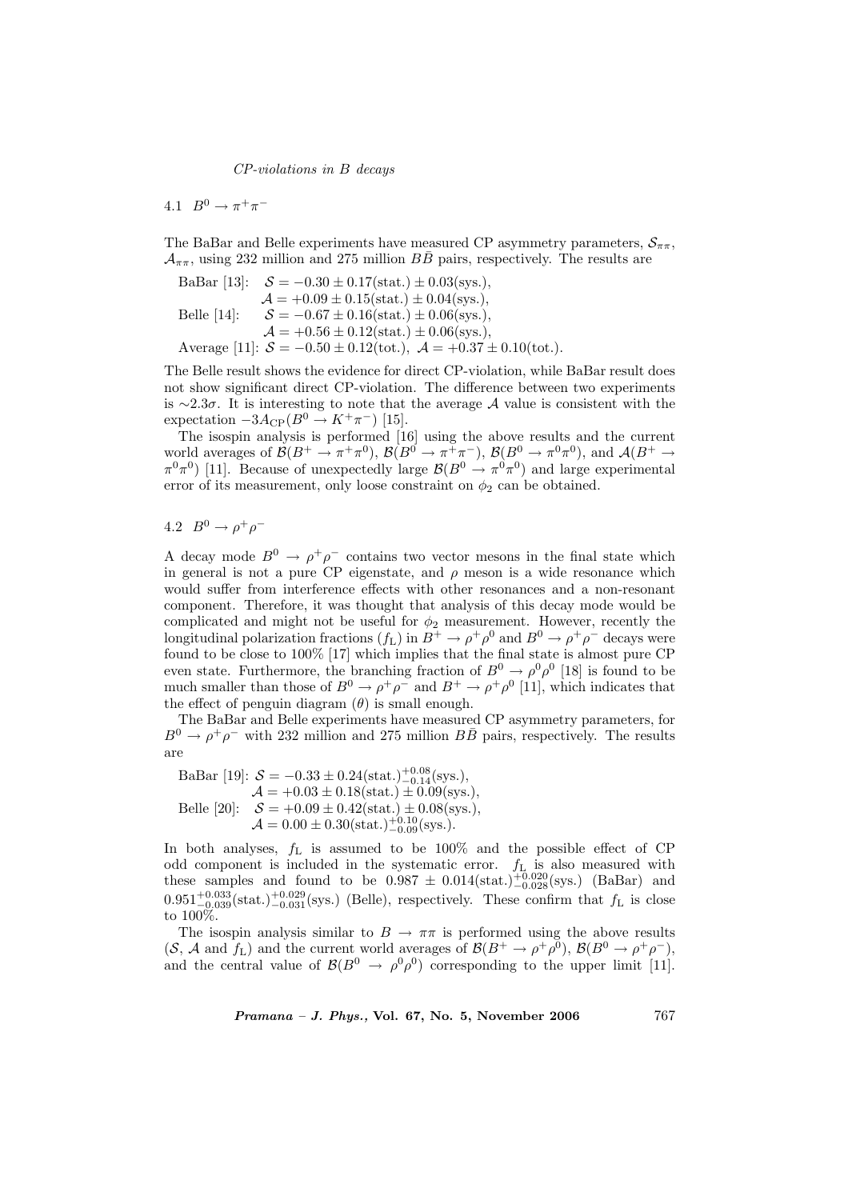### 4.1 $B^0 \to \pi^+\pi^-$

The BaBar and Belle experiments have measured CP asymmetry parameters, $\mathcal{S}_{\pi\pi}$, $\mathcal{A}_{\pi\pi}$, using 232 million and 275 million $B\bar{B}$ pairs, respectively. The results are

BaBar [13]: $\mathcal{S} = -0.30 \pm 0.17(\text{stat.}) \pm 0.03(\text{sys.})$,
$\mathcal{A} = +0.09 \pm 0.15(\text{stat.}) \pm 0.04(\text{sys.})$,
Belle [14]: $\mathcal{S} = -0.67 \pm 0.16(\text{stat.}) \pm 0.06(\text{sys.})$,
$\mathcal{A} = +0.56 \pm 0.12(\text{stat.}) \pm 0.06(\text{sys.})$,
Average [11]: $\mathcal{S} = -0.50 \pm 0.12(\text{tot.})$, $\mathcal{A} = +0.37 \pm 0.10(\text{tot.})$.

The Belle result shows the evidence for direct CP-violation, while BaBar result does not show significant direct CP-violation. The difference between two experiments is $\sim 2.3\sigma$. It is interesting to note that the average $\mathcal{A}$ value is consistent with the expectation $-3A_{\text{CP}}(B^0 \to K^+\pi^-)$ [15].

The isospin analysis is performed [16] using the above results and the current world averages of $\mathcal{B}(B^+ \to \pi^+\pi^0)$, $\mathcal{B}(B^0 \to \pi^+\pi^-)$, $\mathcal{B}(B^0 \to \pi^0\pi^0)$, and $\mathcal{A}(B^+ \to \pi^0\pi^0)$ [11]. Because of unexpectedly large $\mathcal{B}(B^0 \to \pi^0\pi^0)$ and large experimental error of its measurement, only loose constraint on $\phi_2$ can be obtained.

### 4.2 $B^0 \to \rho^+\rho^-$

A decay mode $B^0 \to \rho^+\rho^-$ contains two vector mesons in the final state which in general is not a pure CP eigenstate, and $\rho$ meson is a wide resonance which would suffer from interference effects with other resonances and a non-resonant component. Therefore, it was thought that analysis of this decay mode would be complicated and might not be useful for $\phi_2$ measurement. However, recently the longitudinal polarization fractions ($f_{\text{L}}$) in $B^+ \to \rho^+\rho^0$ and $B^0 \to \rho^+\rho^-$ decays were found to be close to 100% [17] which implies that the final state is almost pure CP even state. Furthermore, the branching fraction of $B^0 \to \rho^0\rho^0$ [18] is found to be much smaller than those of $B^0 \to \rho^+\rho^-$ and $B^+ \to \rho^+\rho^0$ [11], which indicates that the effect of penguin diagram ($\theta$) is small enough.

The BaBar and Belle experiments have measured CP asymmetry parameters, for $B^0 \to \rho^+\rho^-$ with 232 million and 275 million $B\bar{B}$ pairs, respectively. The results are

BaBar [19]: $\mathcal{S} = -0.33 \pm 0.24(\text{stat.})^{+0.08}_{-0.14}(\text{sys.})$,
$\mathcal{A} = +0.03 \pm 0.18(\text{stat.}) \pm 0.09(\text{sys.})$,
Belle [20]: $\mathcal{S} = +0.09 \pm 0.42(\text{stat.}) \pm 0.08(\text{sys.})$,
$\mathcal{A} = 0.00 \pm 0.30(\text{stat.})^{+0.10}_{-0.09}(\text{sys.})$.

In both analyses, $f_{\text{L}}$ is assumed to be 100% and the possible effect of CP odd component is included in the systematic error. $f_{\text{L}}$ is also measured with these samples and found to be $0.987 \pm 0.014(\text{stat.})^{+0.020}_{-0.028}(\text{sys.})$ (BaBar) and $0.951^{+0.033}_{-0.039}(\text{stat.})^{+0.029}_{-0.031}(\text{sys.})$ (Belle), respectively. These confirm that $f_{\text{L}}$ is close to 100%.

The isospin analysis similar to $B \to \pi\pi$ is performed using the above results ($\mathcal{S}$, $\mathcal{A}$ and $f_{\text{L}}$) and the current world averages of $\mathcal{B}(B^+ \to \rho^+\rho^0)$, $\mathcal{B}(B^0 \to \rho^+\rho^-)$, and the central value of $\mathcal{B}(B^0 \to \rho^0\rho^0)$ corresponding to the upper limit [11].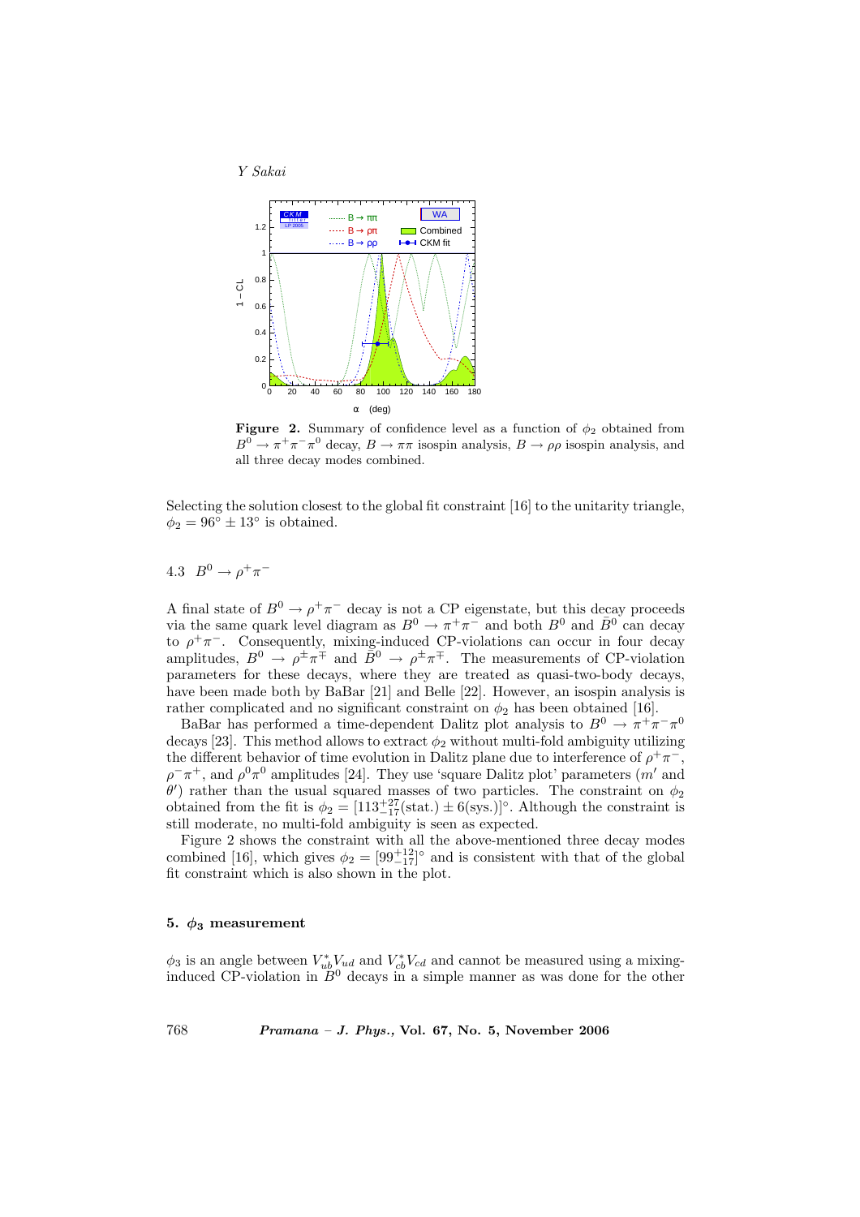**Figure 2.** Summary of confidence level as a function of $\phi_2$ obtained from $B^0 \to \pi^+\pi^-\pi^0$ decay, $B \to \pi\pi$ isospin analysis, $B \to \rho\rho$ isospin analysis, and all three decay modes combined.

Selecting the solution closest to the global fit constraint [16] to the unitarity triangle, $\phi_2 = 96^\circ \pm 13^\circ$ is obtained.

### 4.3 $B^0 \to \rho^+\pi^-$

A final state of $B^0 \to \rho^+\pi^-$ decay is not a CP eigenstate, but this decay proceeds via the same quark level diagram as $B^0 \to \pi^+\pi^-$ and both $B^0$ and $\bar{B}^0$ can decay to $\rho^+\pi^-$. Consequently, mixing-induced CP-violations can occur in four decay amplitudes, $B^0 \to \rho^\pm\pi^\mp$ and $\bar{B}^0 \to \rho^\pm\pi^\mp$. The measurements of CP-violation parameters for these decays, where they are treated as quasi-two-body decays, have been made both by BaBar [21] and Belle [22]. However, an isospin analysis is rather complicated and no significant constraint on $\phi_2$ has been obtained [16].

BaBar has performed a time-dependent Dalitz plot analysis to $B^0 \to \pi^+\pi^-\pi^0$ decays [23]. This method allows to extract $\phi_2$ without multi-fold ambiguity utilizing the different behavior of time evolution in Dalitz plane due to interference of $\rho^+\pi^-$, $\rho^-\pi^+$, and $\rho^0\pi^0$ amplitudes [24]. They use 'square Dalitz plot' parameters ($m'$ and $\theta'$) rather than the usual squared masses of two particles. The constraint on $\phi_2$ obtained from the fit is $\phi_2 = [113^{+27}_{-17}(\text{stat.}) \pm 6(\text{sys.})]^\circ$. Although the constraint is still moderate, no multi-fold ambiguity is seen as expected.

Figure 2 shows the constraint with all the above-mentioned three decay modes combined [16], which gives $\phi_2 = [99^{+12}_{-17}]^\circ$ and is consistent with that of the global fit constraint which is also shown in the plot.

## 5. $\phi_3$ measurement

$\phi_3$ is an angle between $V_{ub}^* V_{ud}$ and $V_{cb}^* V_{cd}$ and cannot be measured using a mixing-induced CP-violation in $B^0$ decays in a simple manner as was done for the other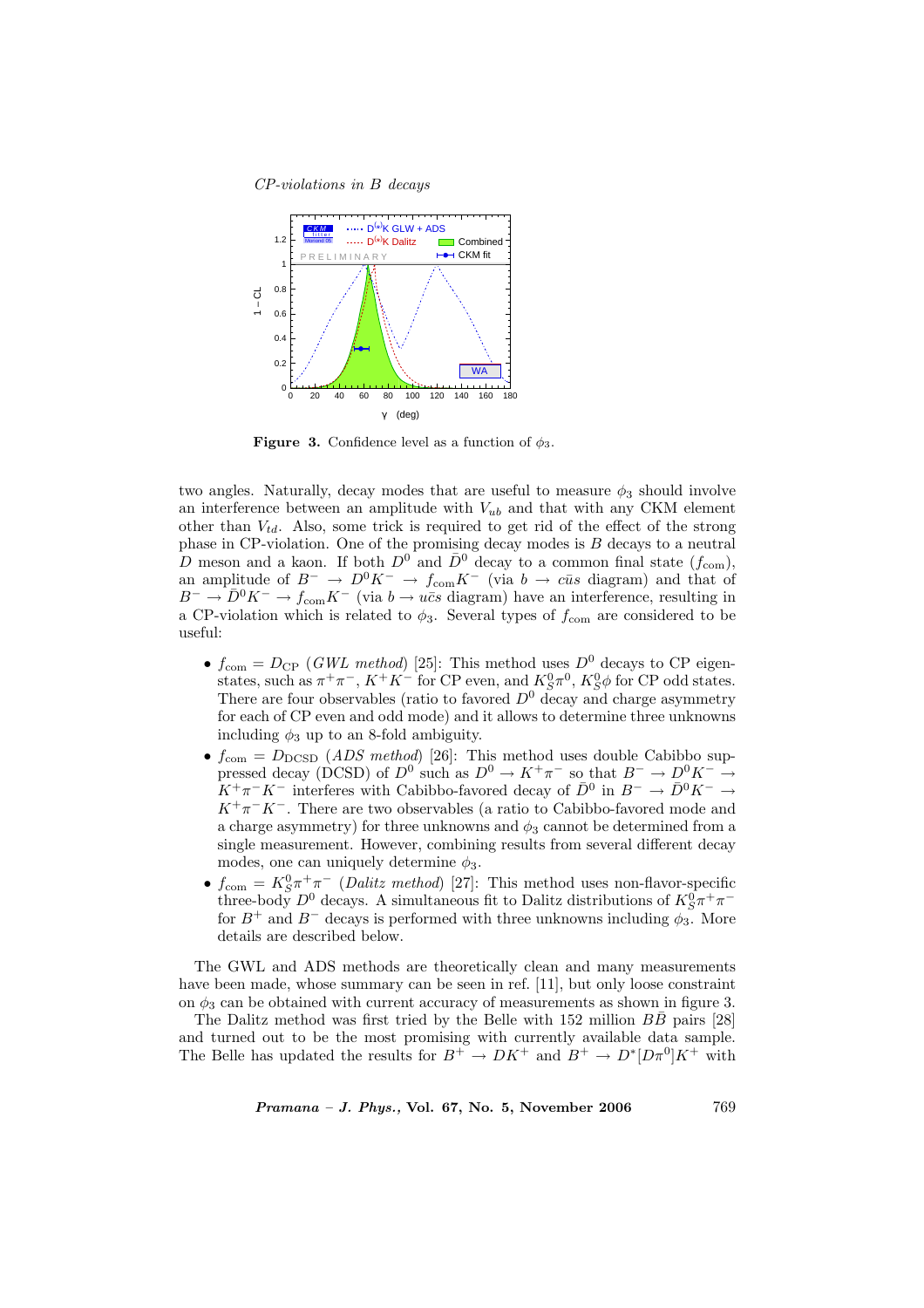**Figure 3.** Confidence level as a function of $\phi_3$.

two angles. Naturally, decay modes that are useful to measure $\phi_3$ should involve an interference between an amplitude with $V_{ub}$ and that with any CKM element other than $V_{td}$. Also, some trick is required to get rid of the effect of the strong phase in CP-violation. One of the promising decay modes is $B$ decays to a neutral $D$ meson and a kaon. If both $D^0$ and $\bar{D}^0$ decay to a common final state ($f_{\rm com}$), an amplitude of $B^- \to D^0 K^- \to f_{\rm com} K^-$ (via $b \to c\bar{u}s$ diagram) and that of $B^- \to \bar{D}^0 K^- \to f_{\rm com} K^-$ (via $b \to u\bar{c}s$ diagram) have an interference, resulting in a CP-violation which is related to $\phi_3$. Several types of $f_{\rm com}$ are considered to be useful:

- $f_{\rm com} = D_{\rm CP}$ (*GWL method*) [25]: This method uses $D^0$ decays to CP eigenstates, such as $\pi^+\pi^-$, $K^+K^-$ for CP even, and $K_S^0\pi^0$, $K_S^0\phi$ for CP odd states. There are four observables (ratio to favored $D^0$ decay and charge asymmetry for each of CP even and odd mode) and it allows to determine three unknowns including $\phi_3$ up to an 8-fold ambiguity.
- $f_{\rm com} = D_{\rm DCSD}$ (*ADS method*) [26]: This method uses double Cabibbo suppressed decay (DCSD) of $D^0$ such as $D^0 \to K^+\pi^-$ so that $B^- \to D^0 K^- \to K^+\pi^-K^-$ interferes with Cabibbo-favored decay of $\bar{D}^0$ in $B^- \to \bar{D}^0 K^- \to K^+\pi^-K^-$. There are two observables (a ratio to Cabibbo-favored mode and a charge asymmetry) for three unknowns and $\phi_3$ cannot be determined from a single measurement. However, combining results from several different decay modes, one can uniquely determine $\phi_3$.
- $f_{\rm com} = K_S^0\pi^+\pi^-$ (*Dalitz method*) [27]: This method uses non-flavor-specific three-body $D^0$ decays. A simultaneous fit to Dalitz distributions of $K_S^0\pi^+\pi^-$ for $B^+$ and $B^-$ decays is performed with three unknowns including $\phi_3$. More details are described below.

The GWL and ADS methods are theoretically clean and many measurements have been made, whose summary can be seen in ref. [11], but only loose constraint on $\phi_3$ can be obtained with current accuracy of measurements as shown in figure 3.

The Dalitz method was first tried by the Belle with 152 million $B\bar{B}$ pairs [28] and turned out to be the most promising with currently available data sample. The Belle has updated the results for $B^+ \to DK^+$ and $B^+ \to D^*[D\pi^0]K^+$ with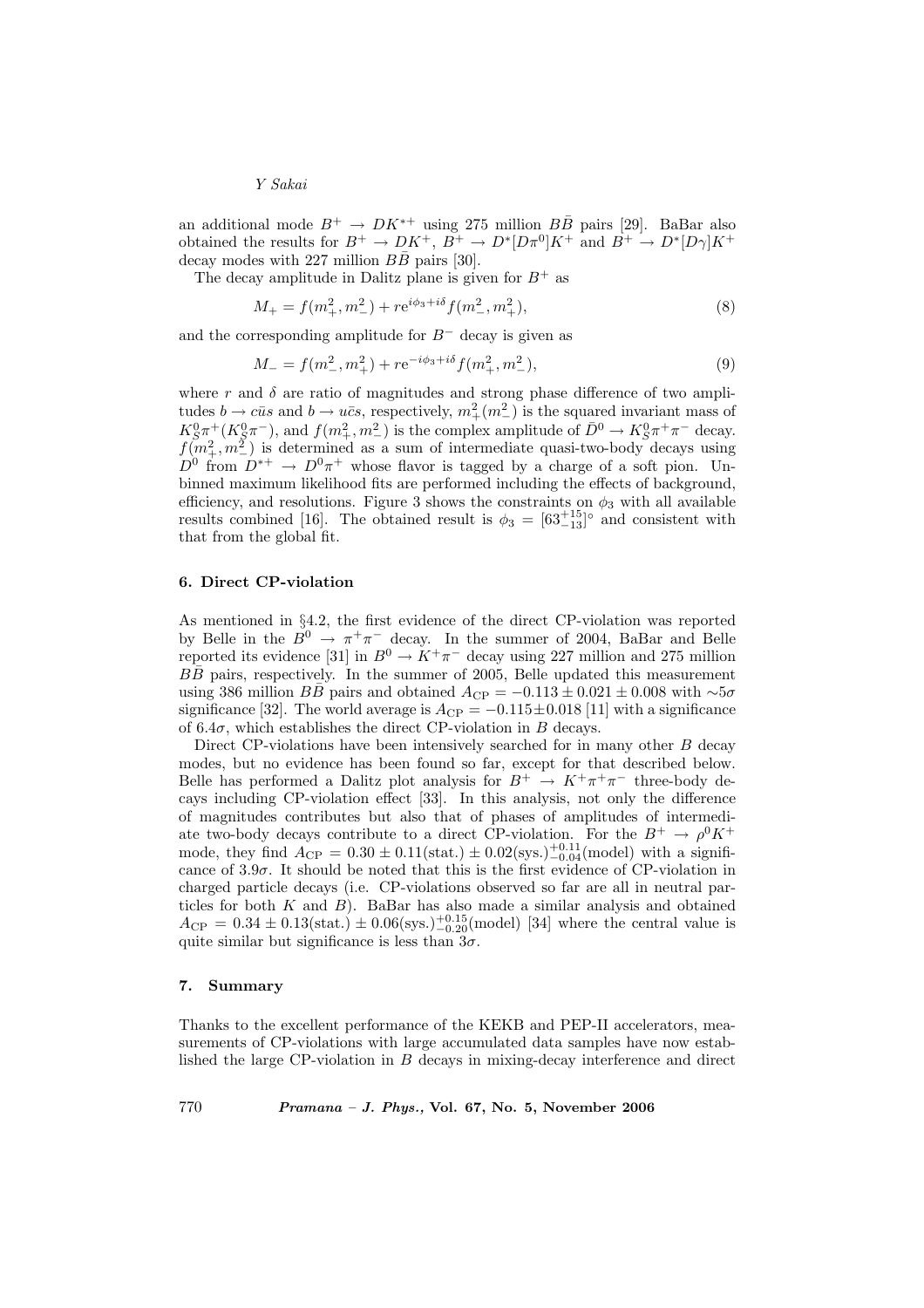an additional mode $B^+ \to DK^{*+}$ using 275 million $B\bar{B}$ pairs [29]. BaBar also obtained the results for $B^+ \to DK^+$, $B^+ \to D^*[D\pi^0]K^+$ and $B^+ \to D^*[D\gamma]K^+$ decay modes with 227 million $B\bar{B}$ pairs [30].

The decay amplitude in Dalitz plane is given for $B^+$ as

$$M_+ = f(m_+^2, m_-^2) + re^{i\phi_3 + i\delta} f(m_-^2, m_+^2), \tag{8}$$

and the corresponding amplitude for $B^-$ decay is given as

$$M_- = f(m_-^2, m_+^2) + re^{-i\phi_3 + i\delta} f(m_+^2, m_-^2), \tag{9}$$

where $r$ and $\delta$ are ratio of magnitudes and strong phase difference of two amplitudes $b \to c\bar{u}s$ and $b \to u\bar{c}s$, respectively, $m_+^2(m_-^2)$ is the squared invariant mass of $K_S^0\pi^+(K_S^0\pi^-)$, and $f(m_+^2, m_-^2)$ is the complex amplitude of $\bar{D}^0 \to K_S^0\pi^+\pi^-$ decay. $f(m_+^2, m_-^2)$ is determined as a sum of intermediate quasi-two-body decays using $D^0$ from $D^{*+} \to D^0\pi^+$ whose flavor is tagged by a charge of a soft pion. Unbinned maximum likelihood fits are performed including the effects of background, efficiency, and resolutions. Figure 3 shows the constraints on $\phi_3$ with all available results combined [16]. The obtained result is $\phi_3 = [63^{+15}_{-13}]^\circ$ and consistent with that from the global fit.

### 6. Direct CP-violation

As mentioned in §4.2, the first evidence of the direct CP-violation was reported by Belle in the $B^0 \to \pi^+\pi^-$ decay. In the summer of 2004, BaBar and Belle reported its evidence [31] in $B^0 \to K^+\pi^-$ decay using 227 million and 275 million $B\bar{B}$ pairs, respectively. In the summer of 2005, Belle updated this measurement using 386 million $B\bar{B}$ pairs and obtained $A_{\rm CP} = -0.113 \pm 0.021 \pm 0.008$ with $\sim 5\sigma$ significance [32]. The world average is $A_{\rm CP} = -0.115 \pm 0.018$ [11] with a significance of $6.4\sigma$, which establishes the direct CP-violation in $B$ decays.

Direct CP-violations have been intensively searched for in many other $B$ decay modes, but no evidence has been found so far, except for that described below. Belle has performed a Dalitz plot analysis for $B^+ \to K^+\pi^+\pi^-$ three-body decays including CP-violation effect [33]. In this analysis, not only the difference of magnitudes contributes but also that of phases of amplitudes of intermediate two-body decays contribute to a direct CP-violation. For the $B^+ \to \rho^0 K^+$ mode, they find $A_{\rm CP} = 0.30 \pm 0.11({\rm stat.}) \pm 0.02({\rm sys.})^{+0.11}_{-0.04}({\rm model})$ with a significance of $3.9\sigma$. It should be noted that this is the first evidence of CP-violation in charged particle decays (i.e. CP-violations observed so far are all in neutral particles for both $K$ and $B$). BaBar has also made a similar analysis and obtained $A_{\rm CP} = 0.34 \pm 0.13({\rm stat.}) \pm 0.06({\rm sys.})^{+0.15}_{-0.20}({\rm model})$ [34] where the central value is quite similar but significance is less than $3\sigma$.

### 7. Summary

Thanks to the excellent performance of the KEKB and PEP-II accelerators, measurements of CP-violations with large accumulated data samples have now established the large CP-violation in $B$ decays in mixing-decay interference and direct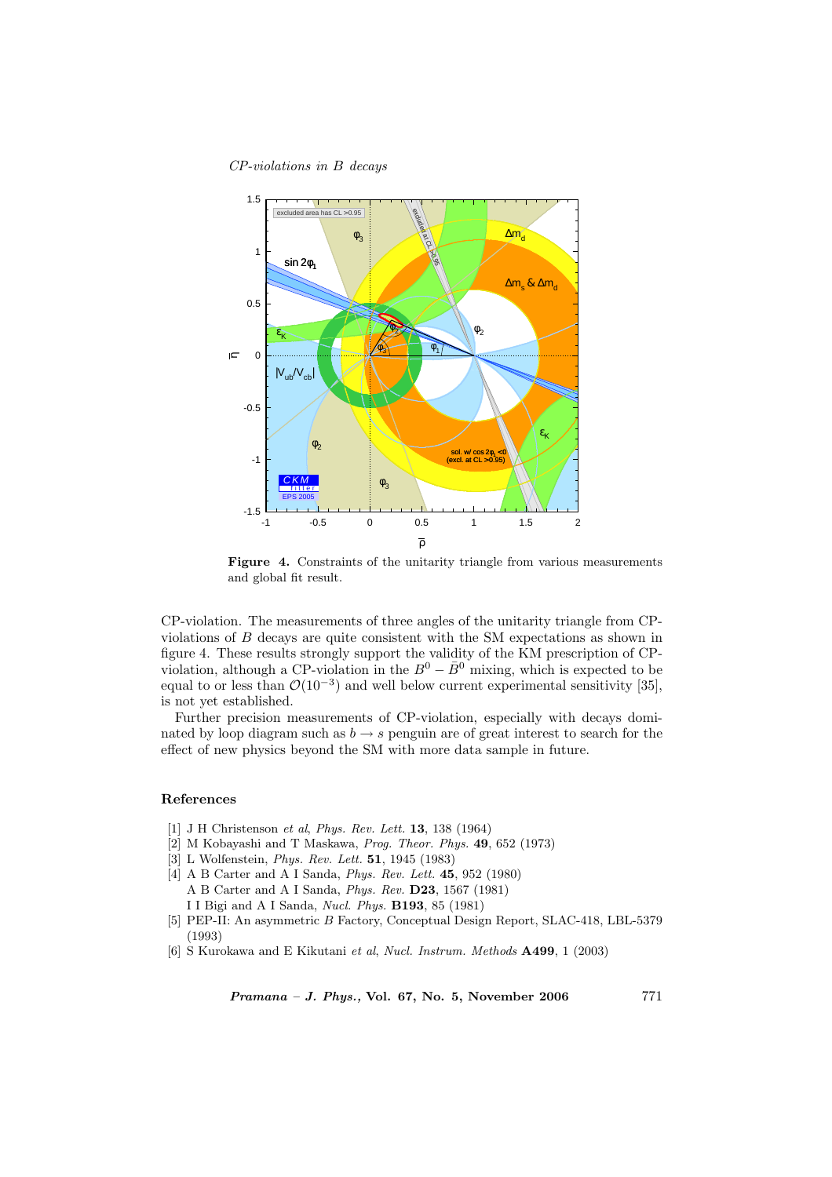**Figure 4.** Constraints of the unitarity triangle from various measurements and global fit result.

CP-violation. The measurements of three angles of the unitarity triangle from CP-violations of $B$ decays are quite consistent with the SM expectations as shown in figure 4. These results strongly support the validity of the KM prescription of CP-violation, although a CP-violation in the $B^0 - \bar{B}^0$ mixing, which is expected to be equal to or less than $\mathcal{O}(10^{-3})$ and well below current experimental sensitivity [35], is not yet established.

Further precision measurements of CP-violation, especially with decays dominated by loop diagram such as $b \to s$ penguin are of great interest to search for the effect of new physics beyond the SM with more data sample in future.

## References

[1] J H Christenson *et al*, *Phys. Rev. Lett.* **13**, 138 (1964)
[2] M Kobayashi and T Maskawa, *Prog. Theor. Phys.* **49**, 652 (1973)
[3] L Wolfenstein, *Phys. Rev. Lett.* **51**, 1945 (1983)
[4] A B Carter and A I Sanda, *Phys. Rev. Lett.* **45**, 952 (1980)
A B Carter and A I Sanda, *Phys. Rev.* **D23**, 1567 (1981)
I I Bigi and A I Sanda, *Nucl. Phys.* **B193**, 85 (1981)
[5] PEP-II: An asymmetric $B$ Factory, Conceptual Design Report, SLAC-418, LBL-5379 (1993)
[6] S Kurokawa and E Kikutani *et al*, *Nucl. Instrum. Methods* **A499**, 1 (2003)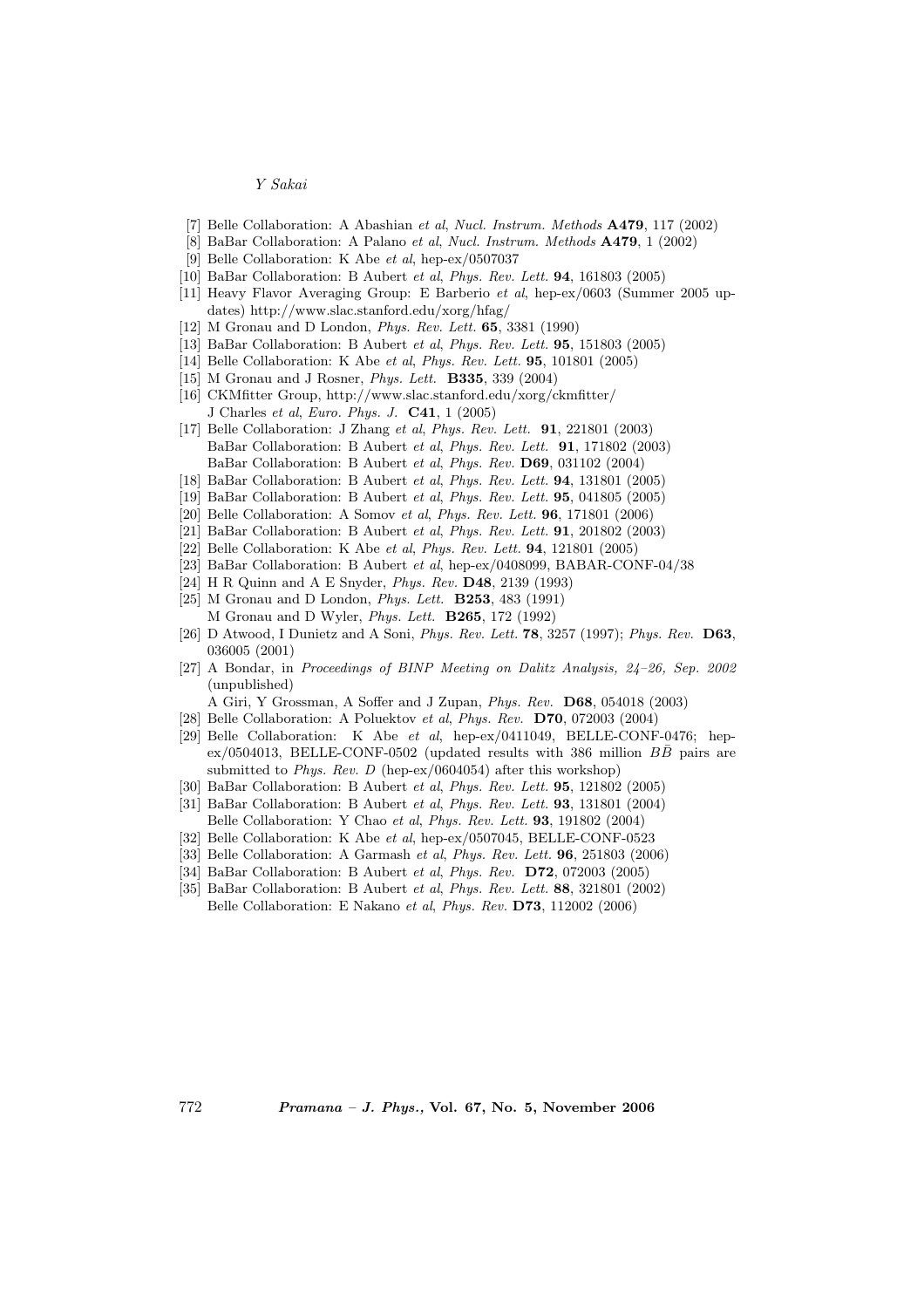[7] Belle Collaboration: A Abashian *et al*, *Nucl. Instrum. Methods* **A479**, 117 (2002)

[8] BaBar Collaboration: A Palano *et al*, *Nucl. Instrum. Methods* **A479**, 1 (2002)

[9] Belle Collaboration: K Abe *et al*, hep-ex/0507037

[10] BaBar Collaboration: B Aubert *et al*, *Phys. Rev. Lett.* **94**, 161803 (2005)

[11] Heavy Flavor Averaging Group: E Barberio *et al*, hep-ex/0603 (Summer 2005 updates) http://www.slac.stanford.edu/xorg/hfag/

[12] M Gronau and D London, *Phys. Rev. Lett.* **65**, 3381 (1990)

[13] BaBar Collaboration: B Aubert *et al*, *Phys. Rev. Lett.* **95**, 151803 (2005)

[14] Belle Collaboration: K Abe *et al*, *Phys. Rev. Lett.* **95**, 101801 (2005)

[15] M Gronau and J Rosner, *Phys. Lett.* **B335**, 339 (2004)

[16] CKMfitter Group, http://www.slac.stanford.edu/xorg/ckmfitter/
J Charles *et al*, *Euro. Phys. J.* **C41**, 1 (2005)

[17] Belle Collaboration: J Zhang *et al*, *Phys. Rev. Lett.* **91**, 221801 (2003)
BaBar Collaboration: B Aubert *et al*, *Phys. Rev. Lett.* **91**, 171802 (2003)
BaBar Collaboration: B Aubert *et al*, *Phys. Rev.* **D69**, 031102 (2004)

[18] BaBar Collaboration: B Aubert *et al*, *Phys. Rev. Lett.* **94**, 131801 (2005)

[19] BaBar Collaboration: B Aubert *et al*, *Phys. Rev. Lett.* **95**, 041805 (2005)

[20] Belle Collaboration: A Somov *et al*, *Phys. Rev. Lett.* **96**, 171801 (2006)

[21] BaBar Collaboration: B Aubert *et al*, *Phys. Rev. Lett.* **91**, 201802 (2003)

[22] Belle Collaboration: K Abe *et al*, *Phys. Rev. Lett.* **94**, 121801 (2005)

[23] BaBar Collaboration: B Aubert *et al*, hep-ex/0408099, BABAR-CONF-04/38

[24] H R Quinn and A E Snyder, *Phys. Rev.* **D48**, 2139 (1993)

[25] M Gronau and D London, *Phys. Lett.* **B253**, 483 (1991)
M Gronau and D Wyler, *Phys. Lett.* **B265**, 172 (1992)

[26] D Atwood, I Dunietz and A Soni, *Phys. Rev. Lett.* **78**, 3257 (1997); *Phys. Rev.* **D63**, 036005 (2001)

[27] A Bondar, in *Proceedings of BINP Meeting on Dalitz Analysis, 24–26, Sep. 2002* (unpublished)
A Giri, Y Grossman, A Soffer and J Zupan, *Phys. Rev.* **D68**, 054018 (2003)

[28] Belle Collaboration: A Poluektov *et al*, *Phys. Rev.* **D70**, 072003 (2004)

[29] Belle Collaboration: K Abe *et al*, hep-ex/0411049, BELLE-CONF-0476; hep-ex/0504013, BELLE-CONF-0502 (updated results with 386 million $B\bar{B}$ pairs are submitted to *Phys. Rev. D* (hep-ex/0604054) after this workshop)

[30] BaBar Collaboration: B Aubert *et al*, *Phys. Rev. Lett.* **95**, 121802 (2005)

[31] BaBar Collaboration: B Aubert *et al*, *Phys. Rev. Lett.* **93**, 131801 (2004)
Belle Collaboration: Y Chao *et al*, *Phys. Rev. Lett.* **93**, 191802 (2004)

[32] Belle Collaboration: K Abe *et al*, hep-ex/0507045, BELLE-CONF-0523

[33] Belle Collaboration: A Garmash *et al*, *Phys. Rev. Lett.* **96**, 251803 (2006)

[34] BaBar Collaboration: B Aubert *et al*, *Phys. Rev.* **D72**, 072003 (2005)

[35] BaBar Collaboration: B Aubert *et al*, *Phys. Rev. Lett.* **88**, 321801 (2002)
Belle Collaboration: E Nakano *et al*, *Phys. Rev.* **D73**, 112002 (2006)